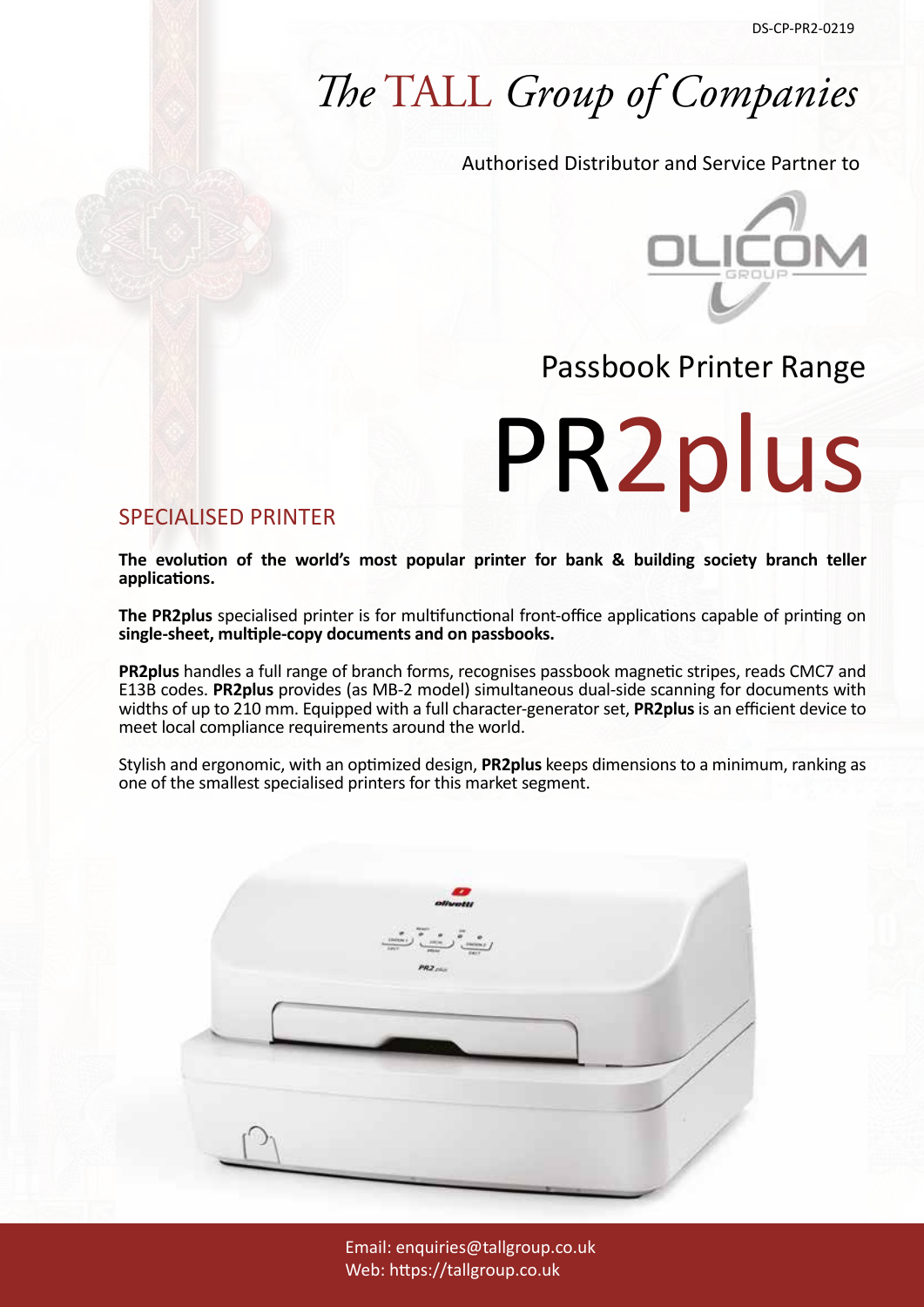DS-CP-PR2-0219

# *The* TALL *Group of Companies*

Authorised Distributor and Service Partner to

OLICOM GROUP

## Passbook Printer Range

# PR2plus

## SPECIALISED PRINTER

**The evolution of the world's most popular printer for bank & building society branch teller applications.**

**The PR2plus** specialised printer is for multifunctional front-office applications capable of printing on **single-sheet, multiple-copy documents and on passbooks.**

**PR2plus** handles a full range of branch forms, recognises passbook magnetic stripes, reads CMC7 and E13B codes. **PR2plus** provides (as MB-2 model) simultaneous dual-side scanning for documents with widths of up to 210 mm. Equipped with a full character-generator set, **PR2plus** is an efficient device to meet local compliance requirements around the world.

Stylish and ergonomic, with an optimized design, **PR2plus** keeps dimensions to a minimum, ranking as one of the smallest specialised printers for this market segment.

Email: enquiries@tallgroup.co.uk
Web: https://tallgroup.co.uk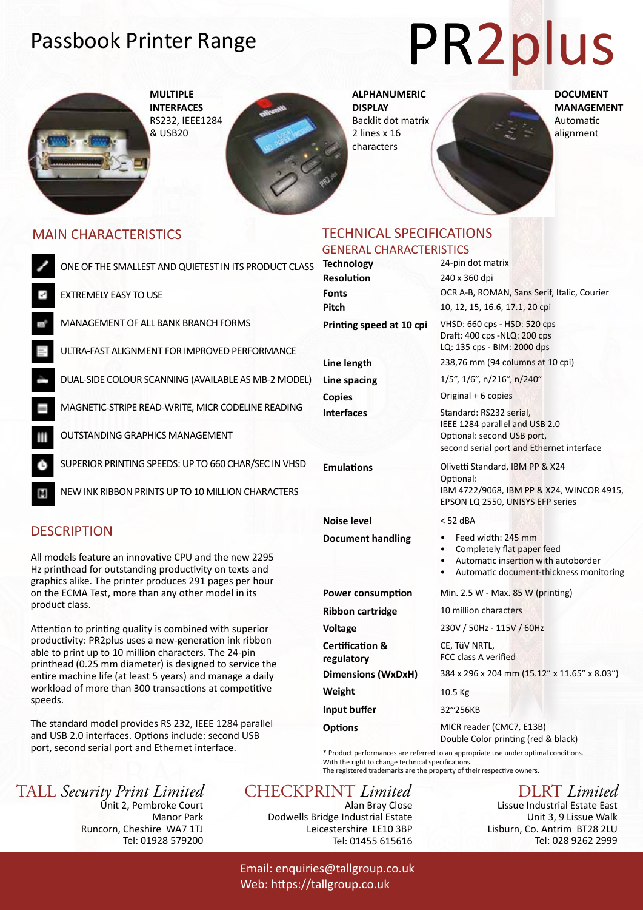# Passbook Printer Range

# PR2plus

**MULTIPLE INTERFACES**
RS232, IEEE1284 & USB20

**ALPHANUMERIC DISPLAY**
Backlit dot matrix 2 lines x 16 characters

**DOCUMENT MANAGEMENT**
Automatic alignment

## MAIN CHARACTERISTICS

- ONE OF THE SMALLEST AND QUIETEST IN ITS PRODUCT CLASS
- EXTREMELY EASY TO USE
- MANAGEMENT OF ALL BANK BRANCH FORMS
- ULTRA-FAST ALIGNMENT FOR IMPROVED PERFORMANCE
- DUAL-SIDE COLOUR SCANNING (AVAILABLE AS MB-2 MODEL)
- MAGNETIC-STRIPE READ-WRITE, MICR CODELINE READING
- OUTSTANDING GRAPHICS MANAGEMENT
- SUPERIOR PRINTING SPEEDS: UP TO 660 CHAR/SEC IN VHSD
- NEW INK RIBBON PRINTS UP TO 10 MILLION CHARACTERS

## DESCRIPTION

All models feature an innovative CPU and the new 2295 Hz printhead for outstanding productivity on texts and graphics alike. The printer produces 291 pages per hour on the ECMA Test, more than any other model in its product class.

Attention to printing quality is combined with superior productivity: PR2plus uses a new-generation ink ribbon able to print up to 10 million characters. The 24-pin printhead (0.25 mm diameter) is designed to service the entire machine life (at least 5 years) and manage a daily workload of more than 300 transactions at competitive speeds.

The standard model provides RS 232, IEEE 1284 parallel and USB 2.0 interfaces. Options include: second USB port, second serial port and Ethernet interface.

## TECHNICAL SPECIFICATIONS

### GENERAL CHARACTERISTICS

| | |
|---|---|
| **Technology** | 24-pin dot matrix |
| **Resolution** | 240 x 360 dpi |
| **Fonts** | OCR A-B, ROMAN, Sans Serif, Italic, Courier |
| **Pitch** | 10, 12, 15, 16.6, 17.1, 20 cpi |
| **Printing speed at 10 cpi** | VHSD: 660 cps - HSD: 520 cps<br>Draft: 400 cps -NLQ: 200 cps<br>LQ: 135 cps - BIM: 2000 dps |
| **Line length** | 238,76 mm (94 columns at 10 cpi) |
| **Line spacing** | 1/5", 1/6", n/216", n/240" |
| **Copies** | Original + 6 copies |
| **Interfaces** | Standard: RS232 serial,<br>IEEE 1284 parallel and USB 2.0<br>Optional: second USB port,<br>second serial port and Ethernet interface |
| **Emulations** | Olivetti Standard, IBM PP & X24<br>Optional:<br>IBM 4722/9068, IBM PP & X24, WINCOR 4915, EPSON LQ 2550, UNISYS EFP series |
| **Noise level** | < 52 dBA |
| **Document handling** | • Feed width: 245 mm<br>• Completely flat paper feed<br>• Automatic insertion with autoborder<br>• Automatic document-thickness monitoring |
| **Power consumption** | Min. 2.5 W - Max. 85 W (printing) |
| **Ribbon cartridge** | 10 million characters |
| **Voltage** | 230V / 50Hz - 115V / 60Hz |
| **Certification & regulatory** | CE, TüV NRTL,<br>FCC class A verified |
| **Dimensions (WxDxH)** | 384 x 296 x 204 mm (15.12" x 11.65" x 8.03") |
| **Weight** | 10.5 Kg |
| **Input buffer** | 32~256KB |
| **Options** | MICR reader (CMC7, E13B)<br>Double Color printing (red & black) |

* Product performances are referred to an appropriate use under optimal conditions.
With the right to change technical specifications.
The registered trademarks are the property of their respective owners.

**TALL** *Security Print Limited*
Unit 2, Pembroke Court
Manor Park
Runcorn, Cheshire WA7 1TJ
Tel: 01928 579200

**CHECKPRINT** *Limited*
Alan Bray Close
Dodwells Bridge Industrial Estate
Leicestershire LE10 3BP
Tel: 01455 615616

**DLRT** *Limited*
Lissue Industrial Estate East
Unit 3, 9 Lissue Walk
Lisburn, Co. Antrim BT28 2LU
Tel: 028 9262 2999

Email: enquiries@tallgroup.co.uk
Web: https://tallgroup.co.uk